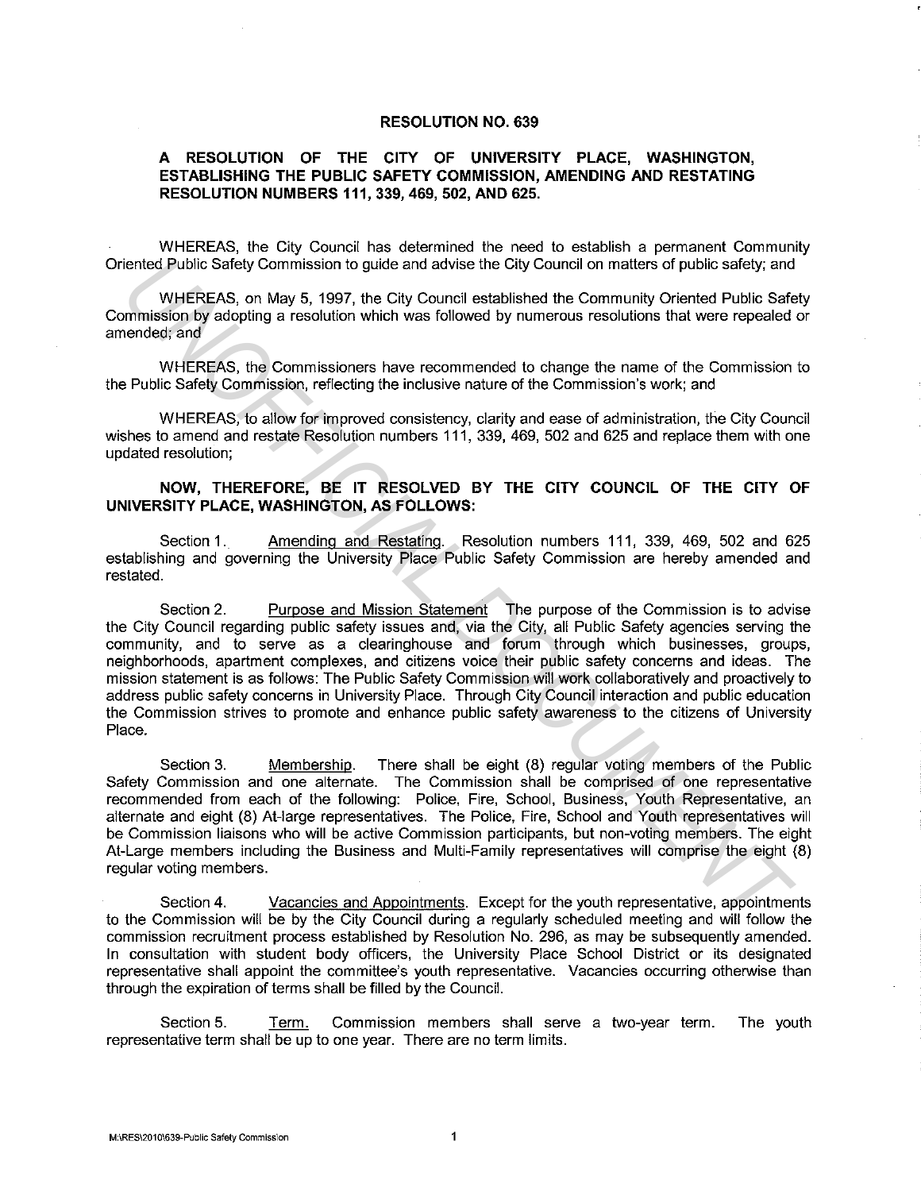# RESOLUTION NO. 639

## A RESOLUTION OF THE CITY OF UNIVERSITY PLACE, WASHINGTON, ESTABLISHING THE PUBLIC SAFETY COMMISSION, AMENDING AND RESTATING RESOLUTION NUMBERS 111, 339, 469, 502, AND 625.

WHEREAS, the City Council has determined the need to establish a permanent Community Oriented Public Safety Commission to guide and advise the City Council on matters of public safety; and

WHEREAS, on May 5, 1997, the City Council established the Community Oriented Public Safety Commission by adopting a resolution which was followed by numerous resolutions that were repealed or amended; and

WHEREAS, the Commissioners have recommended to change the name of the Commission to the Public Safety Commission, reflecting the inclusive nature of the Commission's work; and

WHEREAS, to allow for improved consistency, clarity and ease of administration, the City Council wishes to amend and restate Resolution numbers 111, 339, 469, 502 and 625 and replace them with one updated resolution;

**NOW, THEREFORE, BE IT RESOLVED BY THE CITY COUNCIL OF THE CITY OF UNIVERSITY PLACE, WASHINGTON, AS FOLLOWS:**

Section 1. Amending and Restating. Resolution numbers 111, 339, 469, 502 and 625 establishing and governing the University Place Public Safety Commission are hereby amended and restated.

Section 2. Purpose and Mission Statement The purpose of the Commission is to advise the City Council regarding public safety issues and, via the City, all Public Safety agencies serving the community, and to serve as a clearinghouse and forum through which businesses, groups, neighborhoods, apartment complexes, and citizens voice their public safety concerns and ideas. The mission statement is as follows: The Public Safety Commission will work collaboratively and proactively to address public safety concerns in University Place. Through City Council interaction and public education the Commission strives to promote and enhance public safety awareness to the citizens of University Place.

Section 3. Membership. There shall be eight (8) regular voting members of the Public Safety Commission and one alternate. The Commission shall be comprised of one representative recommended from each of the following: Police, Fire, School, Business, Youth Representative, an alternate and eight (8) At-large representatives. The Police, Fire, School and Youth representatives will be Commission liaisons who will be active Commission participants, but non-voting members. The eight At-Large members including the Business and Multi-Family representatives will comprise the eight (8) regular voting members.

Section 4. Vacancies and Appointments. Except for the youth representative, appointments to the Commission will be by the City Council during a regularly scheduled meeting and will follow the commission recruitment process established by Resolution No. 296, as may be subsequently amended. In consultation with student body officers, the University Place School District or its designated representative shall appoint the committee's youth representative. Vacancies occurring otherwise than through the expiration of terms shall be filled by the Council.

Section 5. Term. Commission members shall serve a two-year term. The youth representative term shall be up to one year. There are no term limits.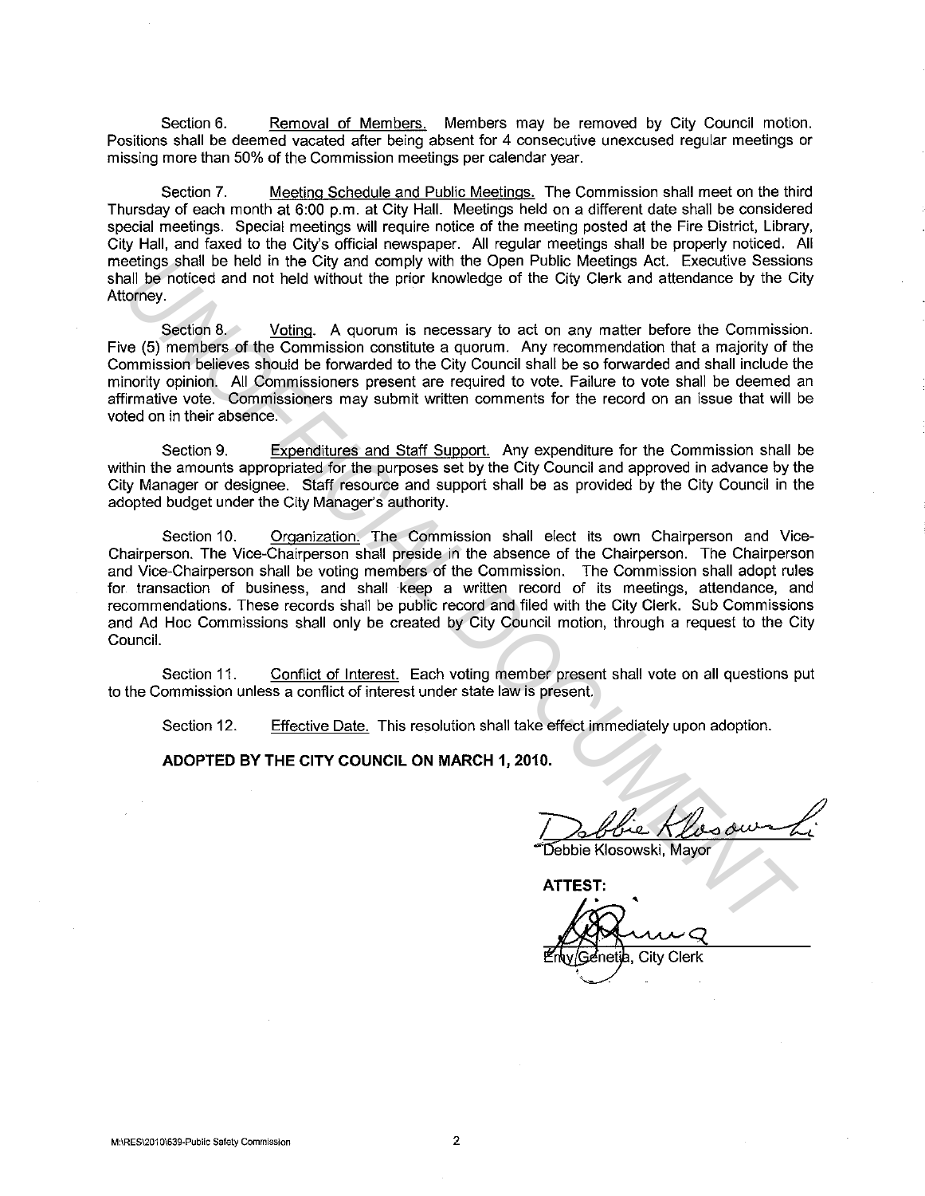Section 6. <u>Removal of Members.</u> Members may be removed by City Council motion. Positions shall be deemed vacated after being absent for 4 consecutive unexcused regular meetings or missing more than 50% of the Commission meetings per calendar year.

Section 7. <u>Meeting Schedule and Public Meetings.</u> The Commission shall meet on the third Thursday of each month at 6:00 p.m. at City Hall. Meetings held on a different date shall be considered special meetings. Special meetings will require notice of the meeting posted at the Fire District, Library, City Hall, and faxed to the City's official newspaper. All regular meetings shall be properly noticed. All meetings shall be held in the City and comply with the Open Public Meetings Act. Executive Sessions shall be noticed and not held without the prior knowledge of the City Clerk and attendance by the City Attorney.

Section 8. <u>Voting.</u> A quorum is necessary to act on any matter before the Commission. Five (5) members of the Commission constitute a quorum. Any recommendation that a majority of the Commission believes should be forwarded to the City Council shall be so forwarded and shall include the minority opinion. All Commissioners present are required to vote. Failure to vote shall be deemed an affirmative vote. Commissioners may submit written comments for the record on an issue that will be voted on in their absence.

Section 9. <u>Expenditures and Staff Support.</u> Any expenditure for the Commission shall be within the amounts appropriated for the purposes set by the City Council and approved in advance by the City Manager or designee. Staff resource and support shall be as provided by the City Council in the adopted budget under the City Manager's authority.

Section 10. <u>Organization.</u> The Commission shall elect its own Chairperson and Vice-Chairperson. The Vice-Chairperson shall preside in the absence of the Chairperson. The Chairperson and Vice-Chairperson shall be voting members of the Commission. The Commission shall adopt rules for transaction of business, and shall keep a written record of its meetings, attendance, and recommendations. These records shall be public record and filed with the City Clerk. Sub Commissions and Ad Hoc Commissions shall only be created by City Council motion, through a request to the City Council.

Section 11. <u>Conflict of Interest.</u> Each voting member present shall vote on all questions put to the Commission unless a conflict of interest under state law is present.

Section 12. <u>Effective Date.</u> This resolution shall take effect immediately upon adoption.

**ADOPTED BY THE CITY COUNCIL ON MARCH 1, 2010.**

Debbie Klosowski, Mayor

**ATTEST:**

Emy Genetia, City Clerk

M:\RES\2010\639-Public Safety Commission